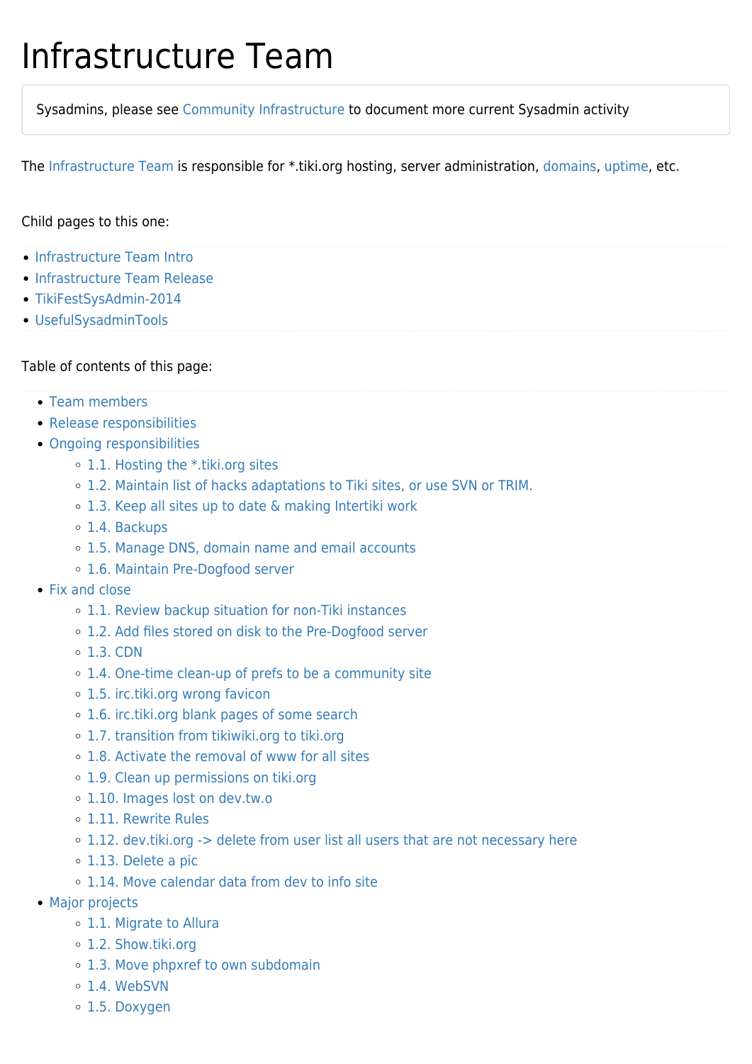# Infrastructure Team

> Sysadmins, please see Community Infrastructure to document more current Sysadmin activity

The Infrastructure Team is responsible for *.tiki.org hosting, server administration, domains, uptime, etc.

Child pages to this one:

- Infrastructure Team Intro
- Infrastructure Team Release
- TikiFestSysAdmin-2014
- UsefulSysadminTools

Table of contents of this page:

- Team members
- Release responsibilities
- Ongoing responsibilities
  - 1.1. Hosting the *.tiki.org sites
  - 1.2. Maintain list of hacks adaptations to Tiki sites, or use SVN or TRIM.
  - 1.3. Keep all sites up to date & making Intertiki work
  - 1.4. Backups
  - 1.5. Manage DNS, domain name and email accounts
  - 1.6. Maintain Pre-Dogfood server
- Fix and close
  - 1.1. Review backup situation for non-Tiki instances
  - 1.2. Add files stored on disk to the Pre-Dogfood server
  - 1.3. CDN
  - 1.4. One-time clean-up of prefs to be a community site
  - 1.5. irc.tiki.org wrong favicon
  - 1.6. irc.tiki.org blank pages of some search
  - 1.7. transition from tikiwiki.org to tiki.org
  - 1.8. Activate the removal of www for all sites
  - 1.9. Clean up permissions on tiki.org
  - 1.10. Images lost on dev.tw.o
  - 1.11. Rewrite Rules
  - 1.12. dev.tiki.org -> delete from user list all users that are not necessary here
  - 1.13. Delete a pic
  - 1.14. Move calendar data from dev to info site
- Major projects
  - 1.1. Migrate to Allura
  - 1.2. Show.tiki.org
  - 1.3. Move phpxref to own subdomain
  - 1.4. WebSVN
  - 1.5. Doxygen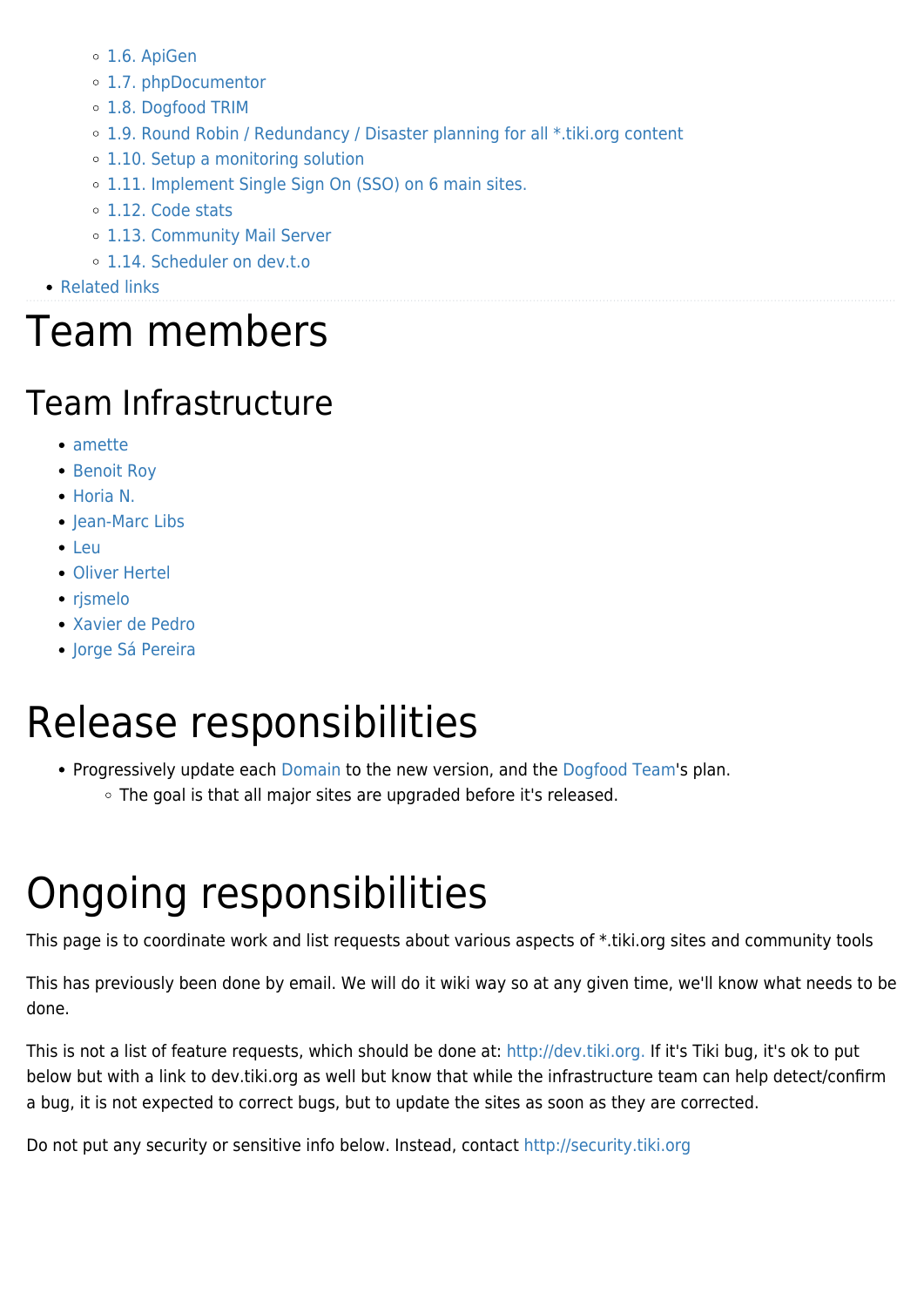- 1.6. ApiGen
    - 1.7. phpDocumentor
    - 1.8. Dogfood TRIM
    - 1.9. Round Robin / Redundancy / Disaster planning for all *.tiki.org content
    - 1.10. Setup a monitoring solution
    - 1.11. Implement Single Sign On (SSO) on 6 main sites.
    - 1.12. Code stats
    - 1.13. Community Mail Server
    - 1.14. Scheduler on dev.t.o
- Related links

# Team members

## Team Infrastructure

- amette
- Benoit Roy
- Horia N.
- Jean-Marc Libs
- Leu
- Oliver Hertel
- rjsmelo
- Xavier de Pedro
- Jorge Sá Pereira

# Release responsibilities

- Progressively update each Domain to the new version, and the Dogfood Team's plan.
    - The goal is that all major sites are upgraded before it's released.

# Ongoing responsibilities

This page is to coordinate work and list requests about various aspects of *.tiki.org sites and community tools

This has previously been done by email. We will do it wiki way so at any given time, we'll know what needs to be done.

This is not a list of feature requests, which should be done at: http://dev.tiki.org. If it's Tiki bug, it's ok to put below but with a link to dev.tiki.org as well but know that while the infrastructure team can help detect/confirm a bug, it is not expected to correct bugs, but to update the sites as soon as they are corrected.

Do not put any security or sensitive info below. Instead, contact http://security.tiki.org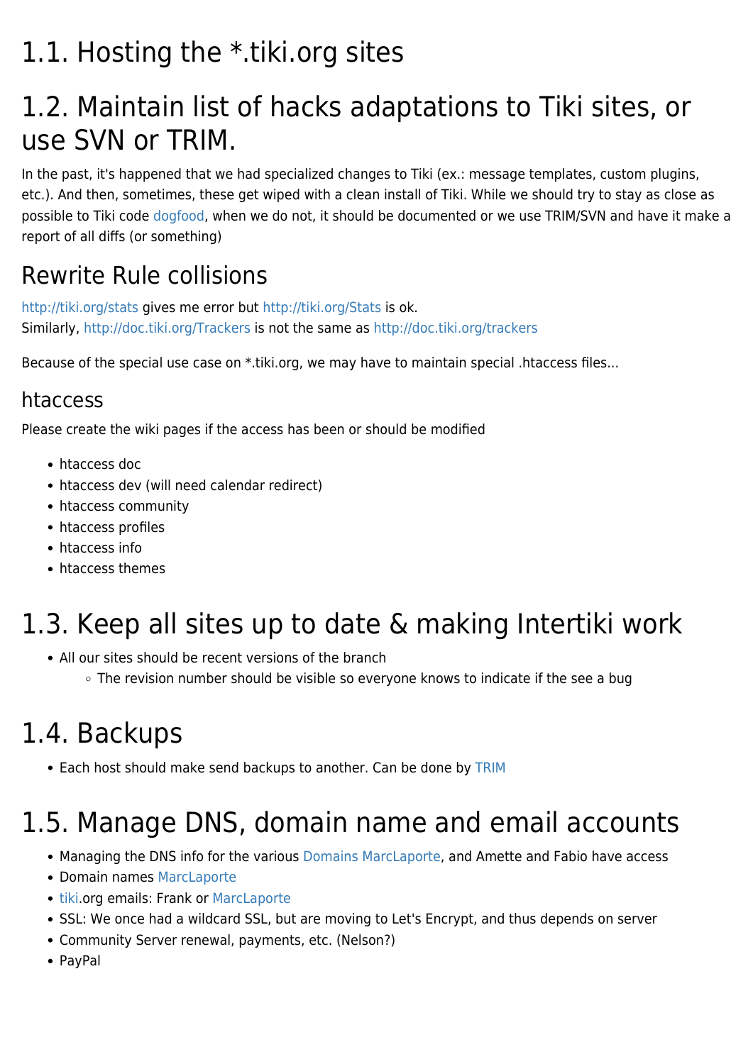# 1.1. Hosting the *.tiki.org sites

# 1.2. Maintain list of hacks adaptations to Tiki sites, or use SVN or TRIM.

In the past, it's happened that we had specialized changes to Tiki (ex.: message templates, custom plugins, etc.). And then, sometimes, these get wiped with a clean install of Tiki. While we should try to stay as close as possible to Tiki code dogfood, when we do not, it should be documented or we use TRIM/SVN and have it make a report of all diffs (or something)

## Rewrite Rule collisions

http://tiki.org/stats gives me error but http://tiki.org/Stats is ok.
Similarly, http://doc.tiki.org/Trackers is not the same as http://doc.tiki.org/trackers

Because of the special use case on *.tiki.org, we may have to maintain special .htaccess files...

### htaccess

Please create the wiki pages if the access has been or should be modified

- htaccess doc
- htaccess dev (will need calendar redirect)
- htaccess community
- htaccess profiles
- htaccess info
- htaccess themes

# 1.3. Keep all sites up to date & making Intertiki work

- All our sites should be recent versions of the branch
  - The revision number should be visible so everyone knows to indicate if the see a bug

# 1.4. Backups

- Each host should make send backups to another. Can be done by TRIM

# 1.5. Manage DNS, domain name and email accounts

- Managing the DNS info for the various Domains MarcLaporte, and Amette and Fabio have access
- Domain names MarcLaporte
- tiki.org emails: Frank or MarcLaporte
- SSL: We once had a wildcard SSL, but are moving to Let's Encrypt, and thus depends on server
- Community Server renewal, payments, etc. (Nelson?)
- PayPal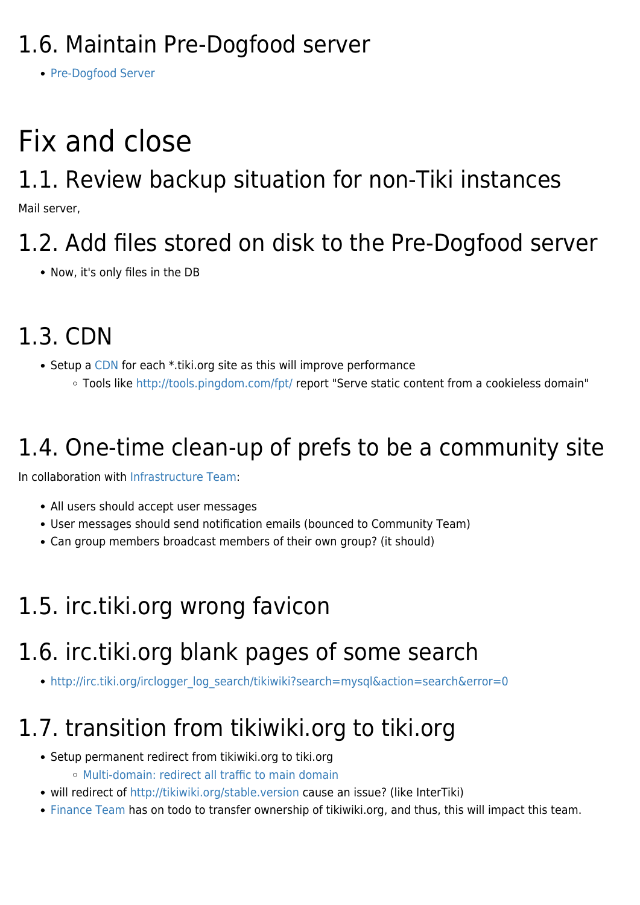## 1.6. Maintain Pre-Dogfood server

- Pre-Dogfood Server

# Fix and close

## 1.1. Review backup situation for non-Tiki instances

Mail server,

## 1.2. Add files stored on disk to the Pre-Dogfood server

- Now, it's only files in the DB

## 1.3. CDN

- Setup a CDN for each *.tiki.org site as this will improve performance
  - Tools like http://tools.pingdom.com/fpt/ report "Serve static content from a cookieless domain"

## 1.4. One-time clean-up of prefs to be a community site

In collaboration with Infrastructure Team:

- All users should accept user messages
- User messages should send notification emails (bounced to Community Team)
- Can group members broadcast members of their own group? (it should)

## 1.5. irc.tiki.org wrong favicon

## 1.6. irc.tiki.org blank pages of some search

- http://irc.tiki.org/irclogger_log_search/tikiwiki?search=mysql&action=search&error=0

## 1.7. transition from tikiwiki.org to tiki.org

- Setup permanent redirect from tikiwiki.org to tiki.org
  - Multi-domain: redirect all traffic to main domain
- will redirect of http://tikiwiki.org/stable.version cause an issue? (like InterTiki)
- Finance Team has on todo to transfer ownership of tikiwiki.org, and thus, this will impact this team.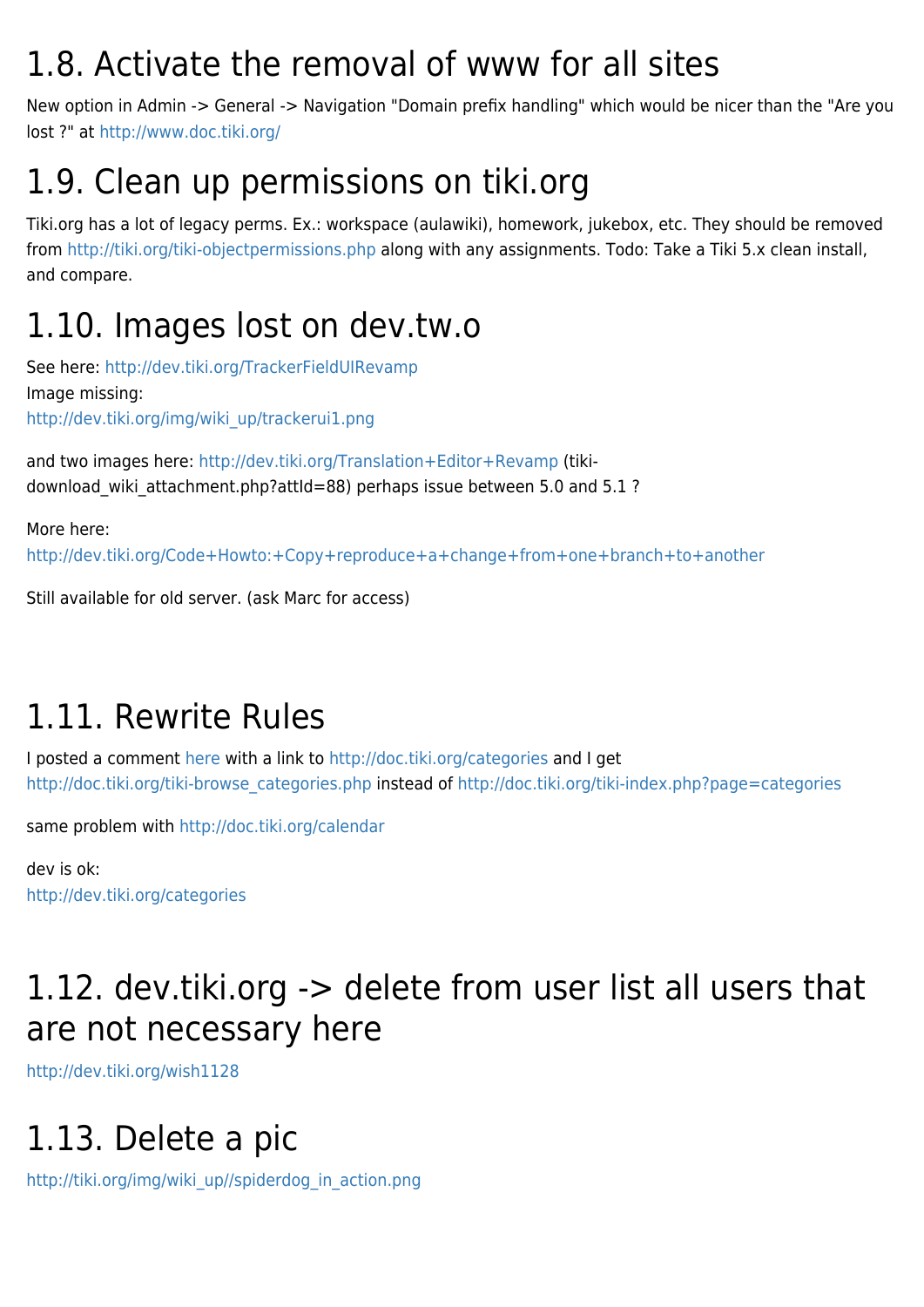# 1.8. Activate the removal of www for all sites

New option in Admin -> General -> Navigation "Domain prefix handling" which would be nicer than the "Are you lost ?" at http://www.doc.tiki.org/

# 1.9. Clean up permissions on tiki.org

Tiki.org has a lot of legacy perms. Ex.: workspace (aulawiki), homework, jukebox, etc. They should be removed from http://tiki.org/tiki-objectpermissions.php along with any assignments. Todo: Take a Tiki 5.x clean install, and compare.

# 1.10. Images lost on dev.tw.o

See here: http://dev.tiki.org/TrackerFieldUIRevamp
Image missing:
http://dev.tiki.org/img/wiki_up/trackerui1.png

and two images here: http://dev.tiki.org/Translation+Editor+Revamp (tiki-download_wiki_attachment.php?attId=88) perhaps issue between 5.0 and 5.1 ?

More here:
http://dev.tiki.org/Code+Howto:+Copy+reproduce+a+change+from+one+branch+to+another

Still available for old server. (ask Marc for access)

# 1.11. Rewrite Rules

I posted a comment here with a link to http://doc.tiki.org/categories and I get http://doc.tiki.org/tiki-browse_categories.php instead of http://doc.tiki.org/tiki-index.php?page=categories

same problem with http://doc.tiki.org/calendar

dev is ok:
http://dev.tiki.org/categories

# 1.12. dev.tiki.org -> delete from user list all users that are not necessary here

http://dev.tiki.org/wish1128

# 1.13. Delete a pic

http://tiki.org/img/wiki_up//spiderdog_in_action.png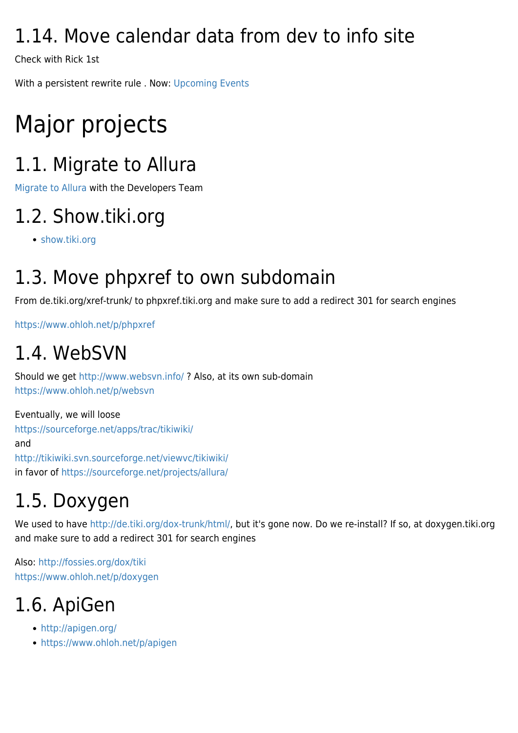## 1.14. Move calendar data from dev to info site

Check with Rick 1st

With a persistent rewrite rule . Now: Upcoming Events

# Major projects

## 1.1. Migrate to Allura

Migrate to Allura with the Developers Team

## 1.2. Show.tiki.org

- show.tiki.org

## 1.3. Move phpxref to own subdomain

From de.tiki.org/xref-trunk/ to phpxref.tiki.org and make sure to add a redirect 301 for search engines

https://www.ohloh.net/p/phpxref

## 1.4. WebSVN

Should we get http://www.websvn.info/ ? Also, at its own sub-domain
https://www.ohloh.net/p/websvn

Eventually, we will loose
https://sourceforge.net/apps/trac/tikiwiki/
and
http://tikiwiki.svn.sourceforge.net/viewvc/tikiwiki/
in favor of https://sourceforge.net/projects/allura/

## 1.5. Doxygen

We used to have http://de.tiki.org/dox-trunk/html/, but it's gone now. Do we re-install? If so, at doxygen.tiki.org and make sure to add a redirect 301 for search engines

Also: http://fossies.org/dox/tiki
https://www.ohloh.net/p/doxygen

## 1.6. ApiGen

- http://apigen.org/
- https://www.ohloh.net/p/apigen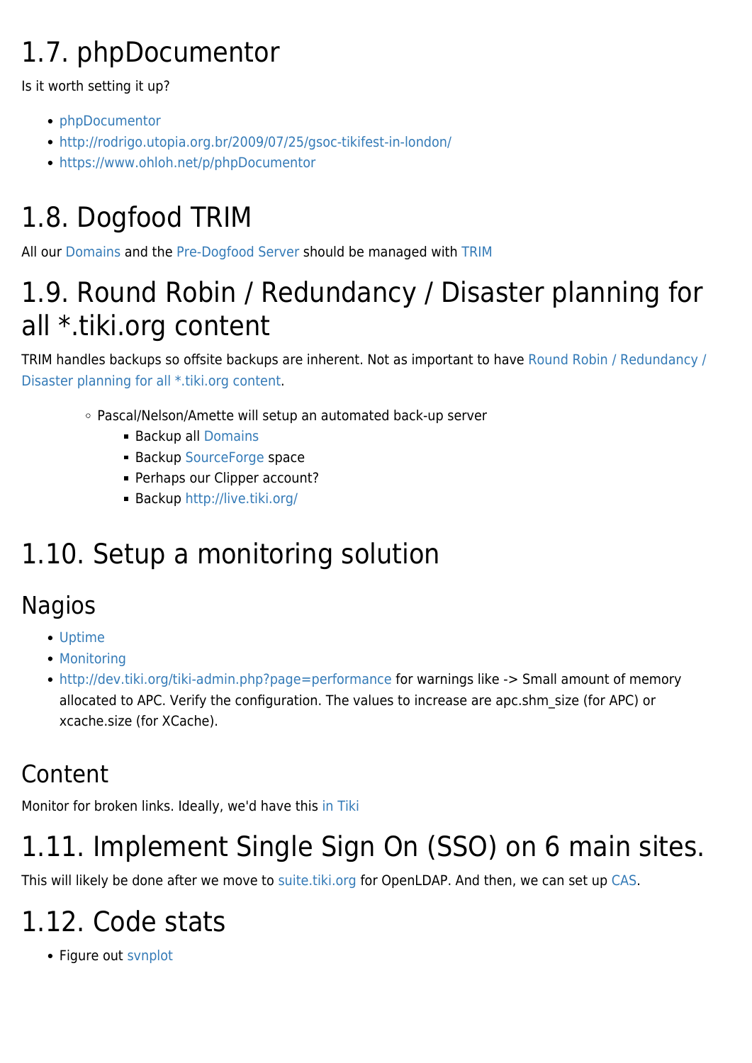# 1.7. phpDocumentor

Is it worth setting it up?

- phpDocumentor
- http://rodrigo.utopia.org.br/2009/07/25/gsoc-tikifest-in-london/
- https://www.ohloh.net/p/phpDocumentor

# 1.8. Dogfood TRIM

All our Domains and the Pre-Dogfood Server should be managed with TRIM

# 1.9. Round Robin / Redundancy / Disaster planning for all *.tiki.org content

TRIM handles backups so offsite backups are inherent. Not as important to have Round Robin / Redundancy / Disaster planning for all *.tiki.org content.

- Pascal/Nelson/Amette will setup an automated back-up server
  - Backup all Domains
  - Backup SourceForge space
  - Perhaps our Clipper account?
  - Backup http://live.tiki.org/

# 1.10. Setup a monitoring solution

## Nagios

- Uptime
- Monitoring
- http://dev.tiki.org/tiki-admin.php?page=performance for warnings like -> Small amount of memory allocated to APC. Verify the configuration. The values to increase are apc.shm_size (for APC) or xcache.size (for XCache).

## Content

Monitor for broken links. Ideally, we'd have this in Tiki

# 1.11. Implement Single Sign On (SSO) on 6 main sites.

This will likely be done after we move to suite.tiki.org for OpenLDAP. And then, we can set up CAS.

# 1.12. Code stats

- Figure out svnplot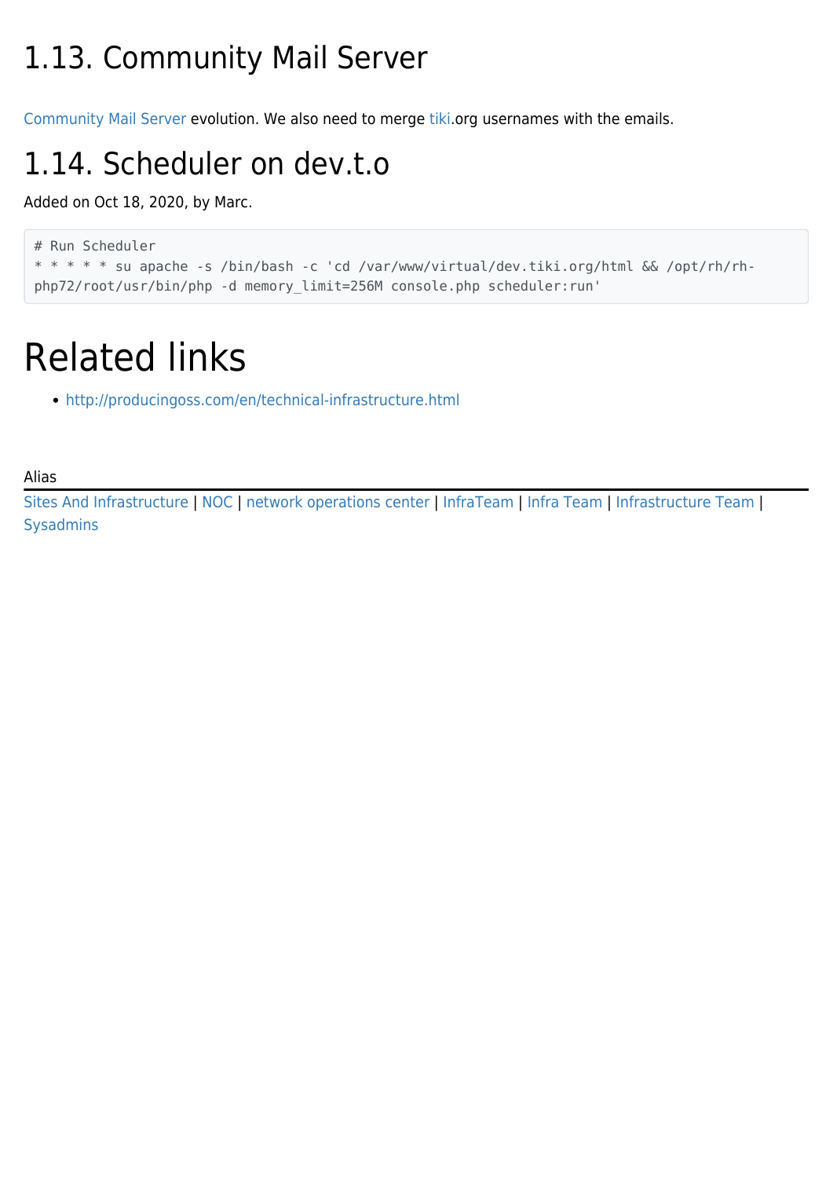## 1.13. Community Mail Server

Community Mail Server evolution. We also need to merge tiki.org usernames with the emails.

## 1.14. Scheduler on dev.t.o

Added on Oct 18, 2020, by Marc.

```
# Run Scheduler
* * * * * su apache -s /bin/bash -c 'cd /var/www/virtual/dev.tiki.org/html && /opt/rh/rh-php72/root/usr/bin/php -d memory_limit=256M console.php scheduler:run'
```

# Related links

- http://producingoss.com/en/technical-infrastructure.html

Alias

Sites And Infrastructure | NOC | network operations center | InfraTeam | Infra Team | Infrastructure Team | Sysadmins